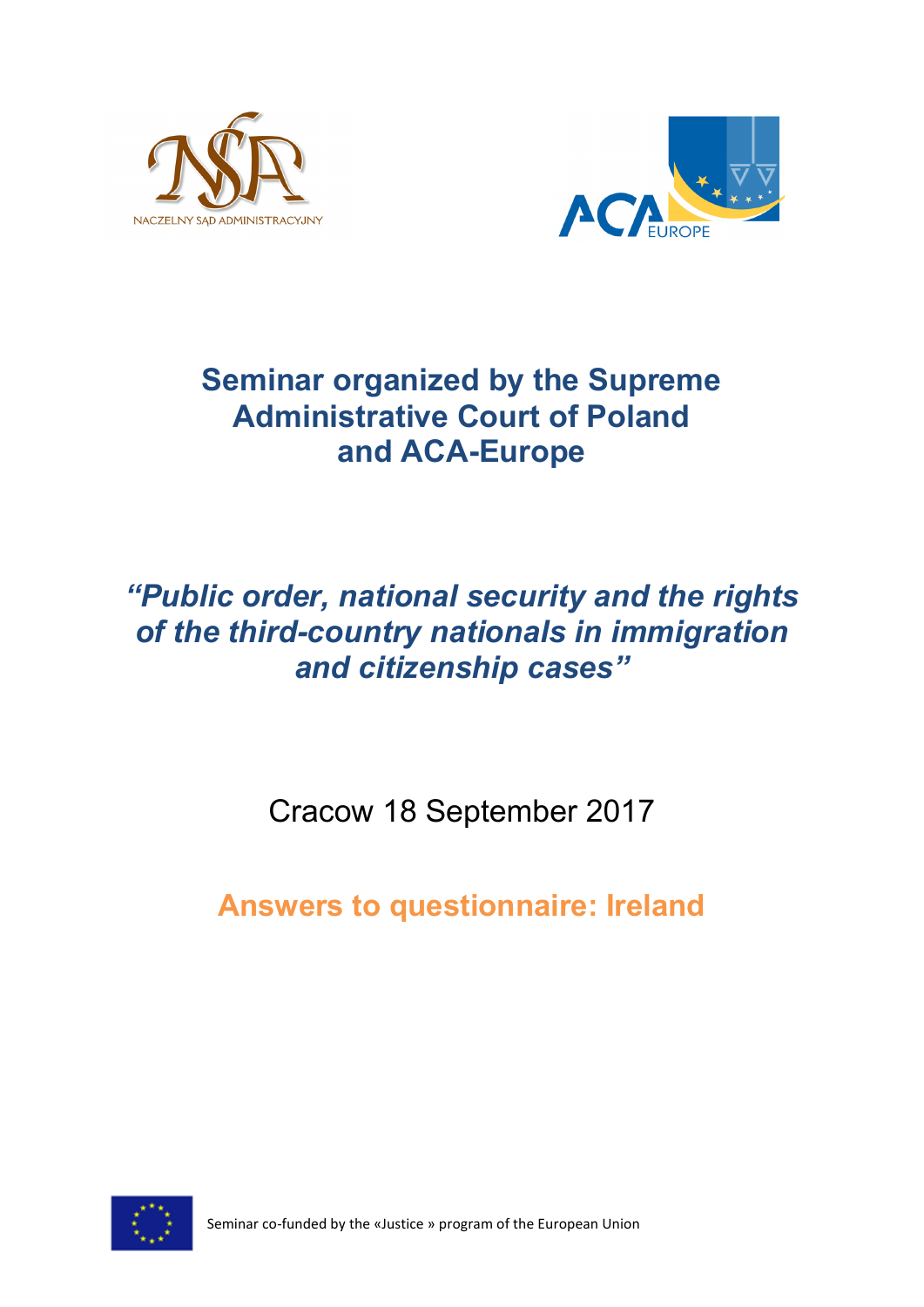NACZELNY SĄD ADMINISTRACYJNY

ACA EUROPE

# Seminar organized by the Supreme Administrative Court of Poland and ACA-Europe

## *"Public order, national security and the rights of the third-country nationals in immigration and citizenship cases"*

Cracow 18 September 2017

## Answers to questionnaire: Ireland

Seminar co-funded by the «Justice » program of the European Union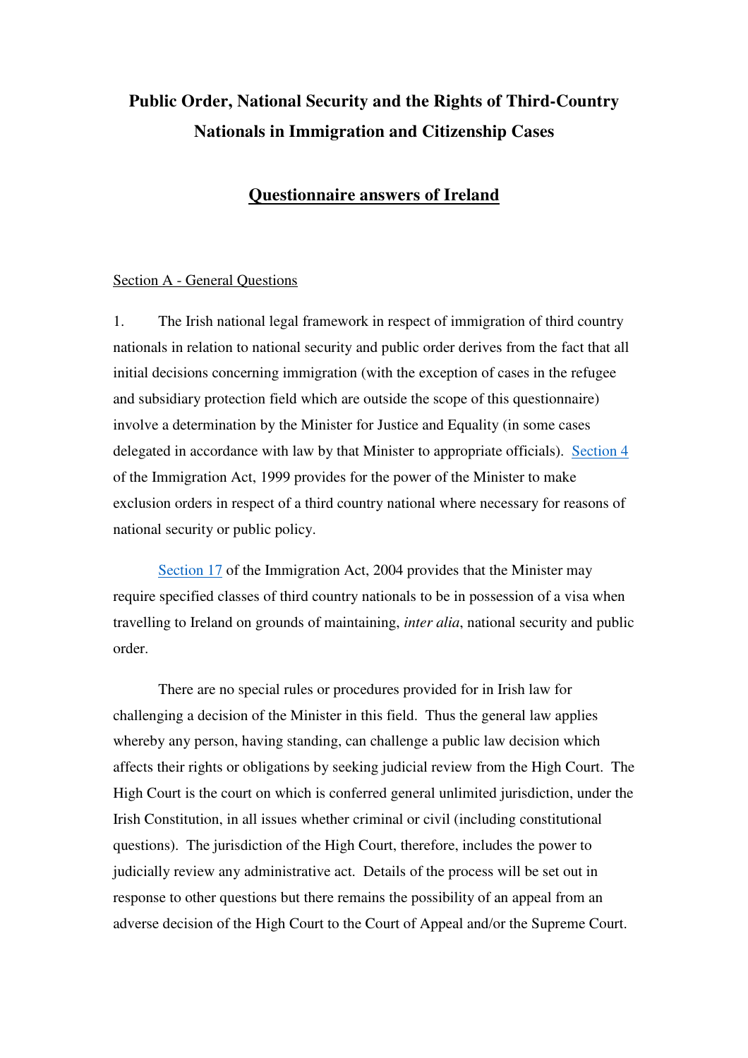# Public Order, National Security and the Rights of Third-Country Nationals in Immigration and Citizenship Cases

## Questionnaire answers of Ireland

Section A - General Questions

1. The Irish national legal framework in respect of immigration of third country nationals in relation to national security and public order derives from the fact that all initial decisions concerning immigration (with the exception of cases in the refugee and subsidiary protection field which are outside the scope of this questionnaire) involve a determination by the Minister for Justice and Equality (in some cases delegated in accordance with law by that Minister to appropriate officials). Section 4 of the Immigration Act, 1999 provides for the power of the Minister to make exclusion orders in respect of a third country national where necessary for reasons of national security or public policy.

Section 17 of the Immigration Act, 2004 provides that the Minister may require specified classes of third country nationals to be in possession of a visa when travelling to Ireland on grounds of maintaining, *inter alia*, national security and public order.

There are no special rules or procedures provided for in Irish law for challenging a decision of the Minister in this field. Thus the general law applies whereby any person, having standing, can challenge a public law decision which affects their rights or obligations by seeking judicial review from the High Court. The High Court is the court on which is conferred general unlimited jurisdiction, under the Irish Constitution, in all issues whether criminal or civil (including constitutional questions). The jurisdiction of the High Court, therefore, includes the power to judicially review any administrative act. Details of the process will be set out in response to other questions but there remains the possibility of an appeal from an adverse decision of the High Court to the Court of Appeal and/or the Supreme Court.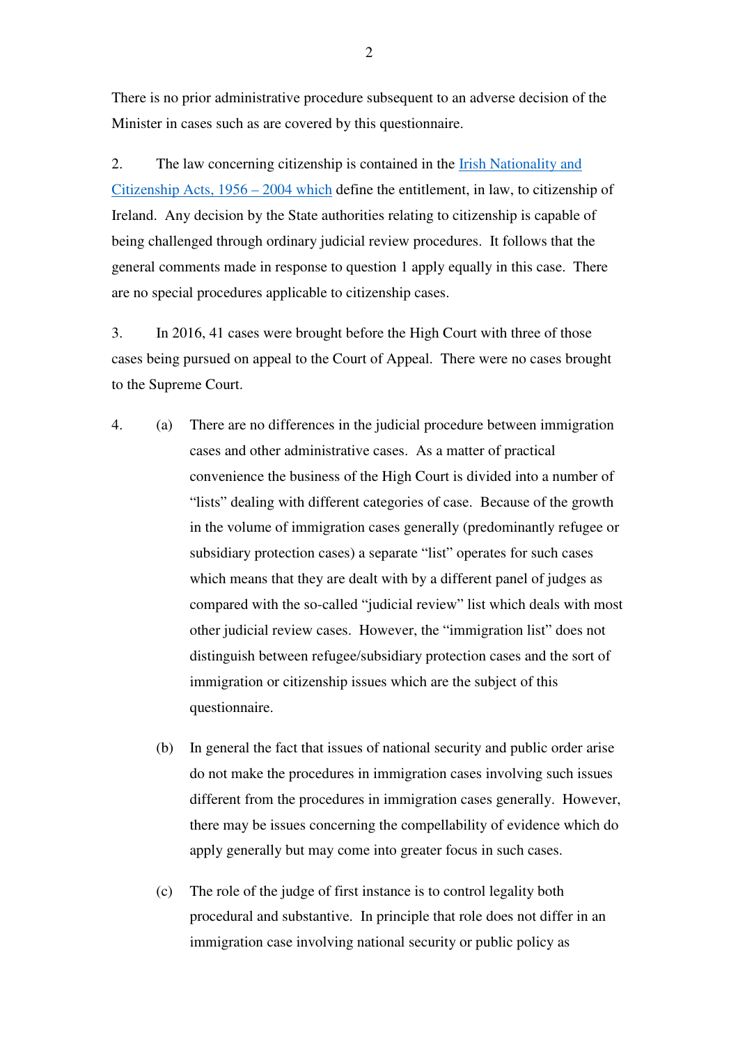There is no prior administrative procedure subsequent to an adverse decision of the Minister in cases such as are covered by this questionnaire.

2. The law concerning citizenship is contained in the Irish Nationality and Citizenship Acts, 1956 – 2004 which define the entitlement, in law, to citizenship of Ireland. Any decision by the State authorities relating to citizenship is capable of being challenged through ordinary judicial review procedures. It follows that the general comments made in response to question 1 apply equally in this case. There are no special procedures applicable to citizenship cases.

3. In 2016, 41 cases were brought before the High Court with three of those cases being pursued on appeal to the Court of Appeal. There were no cases brought to the Supreme Court.

4. (a) There are no differences in the judicial procedure between immigration cases and other administrative cases. As a matter of practical convenience the business of the High Court is divided into a number of "lists" dealing with different categories of case. Because of the growth in the volume of immigration cases generally (predominantly refugee or subsidiary protection cases) a separate "list" operates for such cases which means that they are dealt with by a different panel of judges as compared with the so-called "judicial review" list which deals with most other judicial review cases. However, the "immigration list" does not distinguish between refugee/subsidiary protection cases and the sort of immigration or citizenship issues which are the subject of this questionnaire.

   (b) In general the fact that issues of national security and public order arise do not make the procedures in immigration cases involving such issues different from the procedures in immigration cases generally. However, there may be issues concerning the compellability of evidence which do apply generally but may come into greater focus in such cases.

   (c) The role of the judge of first instance is to control legality both procedural and substantive. In principle that role does not differ in an immigration case involving national security or public policy as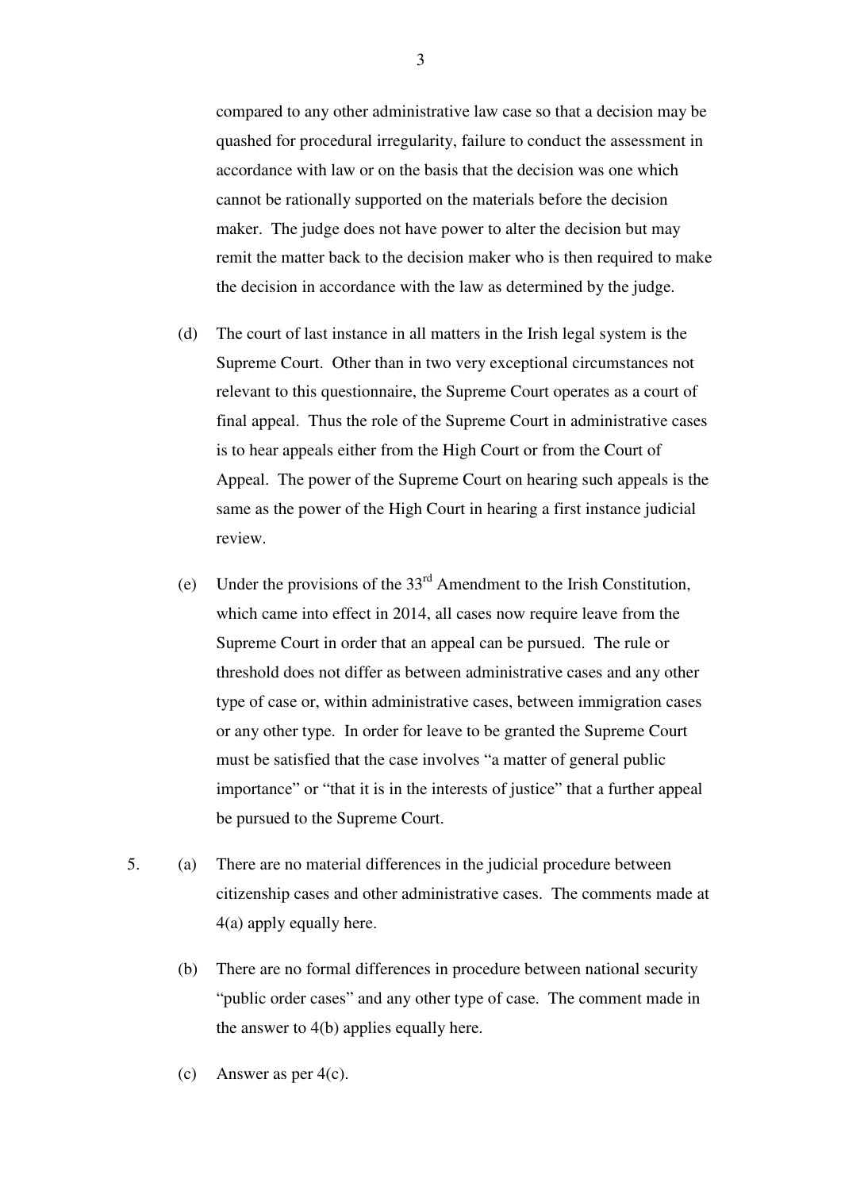compared to any other administrative law case so that a decision may be quashed for procedural irregularity, failure to conduct the assessment in accordance with law or on the basis that the decision was one which cannot be rationally supported on the materials before the decision maker. The judge does not have power to alter the decision but may remit the matter back to the decision maker who is then required to make the decision in accordance with the law as determined by the judge.

(d) The court of last instance in all matters in the Irish legal system is the Supreme Court. Other than in two very exceptional circumstances not relevant to this questionnaire, the Supreme Court operates as a court of final appeal. Thus the role of the Supreme Court in administrative cases is to hear appeals either from the High Court or from the Court of Appeal. The power of the Supreme Court on hearing such appeals is the same as the power of the High Court in hearing a first instance judicial review.

(e) Under the provisions of the 33rd Amendment to the Irish Constitution, which came into effect in 2014, all cases now require leave from the Supreme Court in order that an appeal can be pursued. The rule or threshold does not differ as between administrative cases and any other type of case or, within administrative cases, between immigration cases or any other type. In order for leave to be granted the Supreme Court must be satisfied that the case involves "a matter of general public importance" or "that it is in the interests of justice" that a further appeal be pursued to the Supreme Court.

5. (a) There are no material differences in the judicial procedure between citizenship cases and other administrative cases. The comments made at 4(a) apply equally here.

(b) There are no formal differences in procedure between national security "public order cases" and any other type of case. The comment made in the answer to 4(b) applies equally here.

(c) Answer as per 4(c).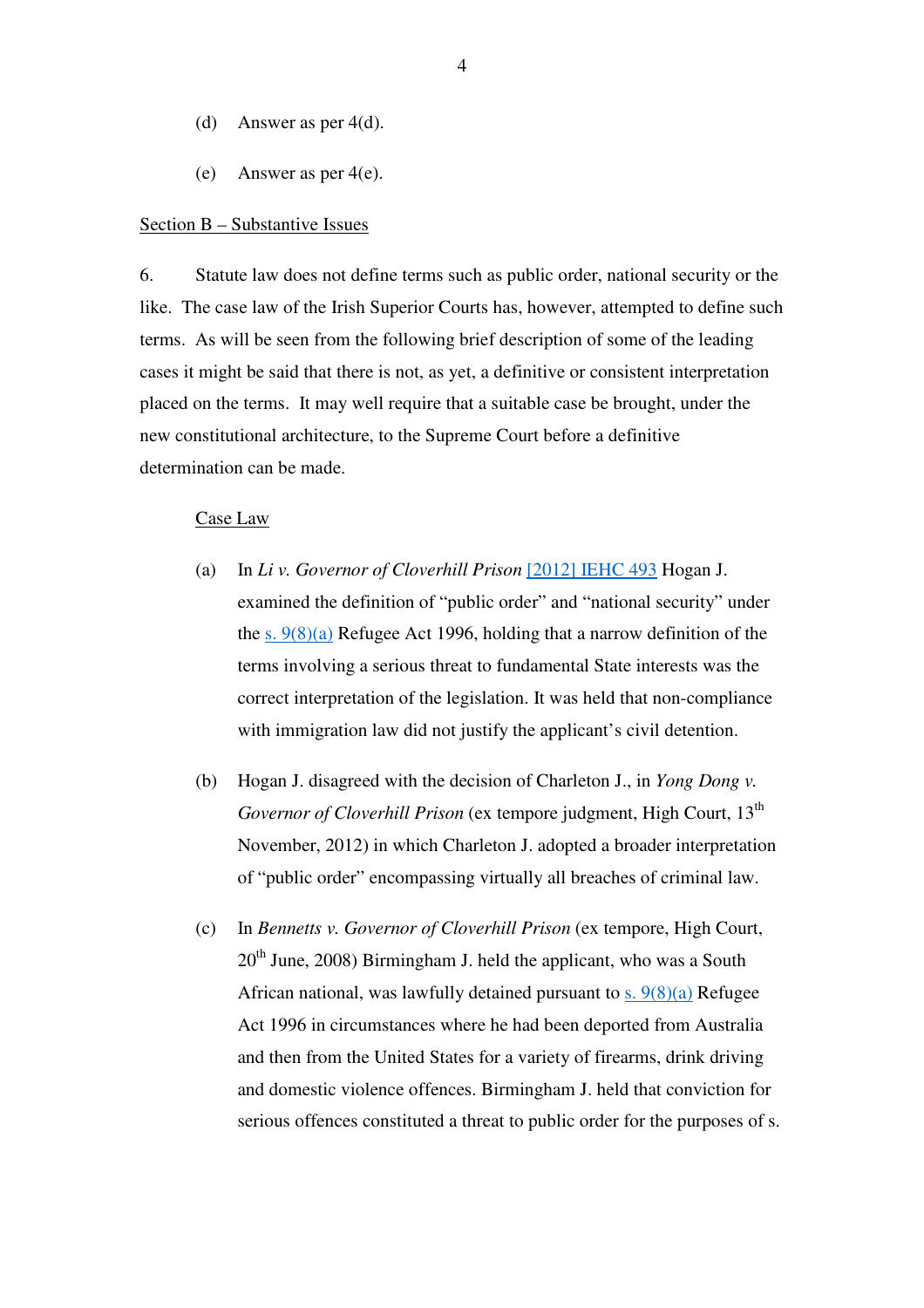(d) Answer as per 4(d).

(e) Answer as per 4(e).

Section B – Substantive Issues

6. Statute law does not define terms such as public order, national security or the like. The case law of the Irish Superior Courts has, however, attempted to define such terms. As will be seen from the following brief description of some of the leading cases it might be said that there is not, as yet, a definitive or consistent interpretation placed on the terms. It may well require that a suitable case be brought, under the new constitutional architecture, to the Supreme Court before a definitive determination can be made.

Case Law

(a) In *Li v. Governor of Cloverhill Prison* [2012] IEHC 493 Hogan J. examined the definition of "public order" and "national security" under the s. 9(8)(a) Refugee Act 1996, holding that a narrow definition of the terms involving a serious threat to fundamental State interests was the correct interpretation of the legislation. It was held that non-compliance with immigration law did not justify the applicant's civil detention.

(b) Hogan J. disagreed with the decision of Charleton J., in *Yong Dong v. Governor of Cloverhill Prison* (ex tempore judgment, High Court, 13th November, 2012) in which Charleton J. adopted a broader interpretation of "public order" encompassing virtually all breaches of criminal law.

(c) In *Bennetts v. Governor of Cloverhill Prison* (ex tempore, High Court, 20th June, 2008) Birmingham J. held the applicant, who was a South African national, was lawfully detained pursuant to s. 9(8)(a) Refugee Act 1996 in circumstances where he had been deported from Australia and then from the United States for a variety of firearms, drink driving and domestic violence offences. Birmingham J. held that conviction for serious offences constituted a threat to public order for the purposes of s.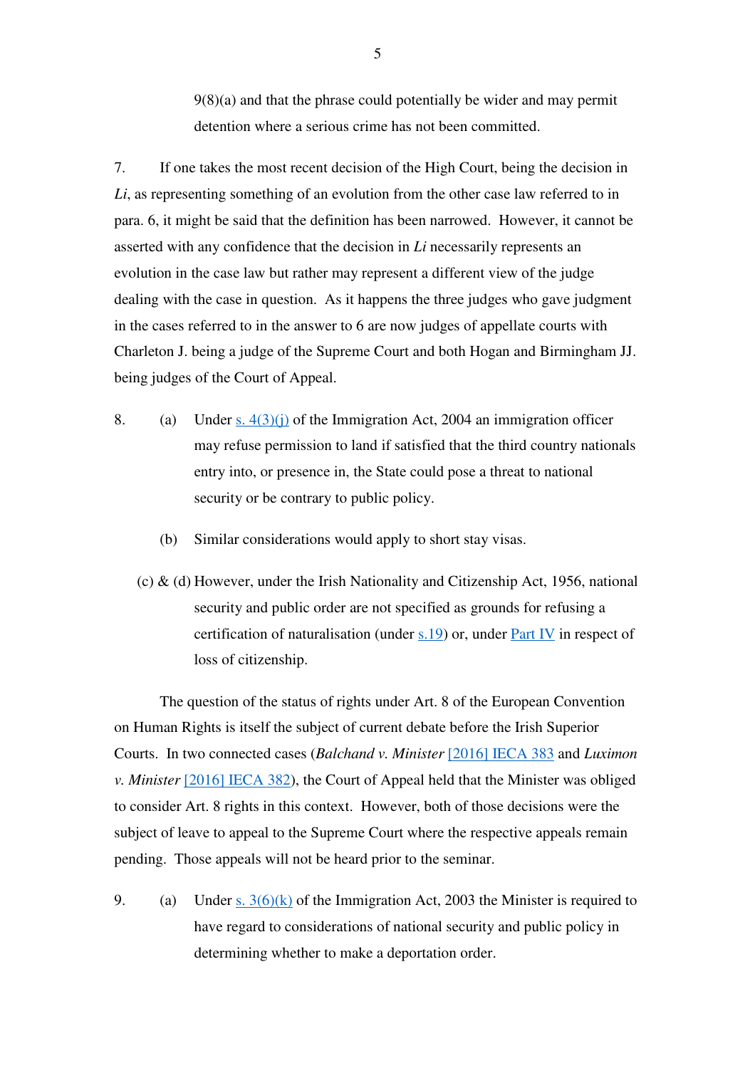9(8)(a) and that the phrase could potentially be wider and may permit detention where a serious crime has not been committed.

7. If one takes the most recent decision of the High Court, being the decision in *Li*, as representing something of an evolution from the other case law referred to in para. 6, it might be said that the definition has been narrowed. However, it cannot be asserted with any confidence that the decision in *Li* necessarily represents an evolution in the case law but rather may represent a different view of the judge dealing with the case in question. As it happens the three judges who gave judgment in the cases referred to in the answer to 6 are now judges of appellate courts with Charleton J. being a judge of the Supreme Court and both Hogan and Birmingham JJ. being judges of the Court of Appeal.

8. (a) Under s. 4(3)(j) of the Immigration Act, 2004 an immigration officer may refuse permission to land if satisfied that the third country nationals entry into, or presence in, the State could pose a threat to national security or be contrary to public policy.

(b) Similar considerations would apply to short stay visas.

(c) & (d) However, under the Irish Nationality and Citizenship Act, 1956, national security and public order are not specified as grounds for refusing a certification of naturalisation (under s.19) or, under Part IV in respect of loss of citizenship.

The question of the status of rights under Art. 8 of the European Convention on Human Rights is itself the subject of current debate before the Irish Superior Courts. In two connected cases (*Balchand v. Minister* [2016] IECA 383 and *Luximon v. Minister* [2016] IECA 382), the Court of Appeal held that the Minister was obliged to consider Art. 8 rights in this context. However, both of those decisions were the subject of leave to appeal to the Supreme Court where the respective appeals remain pending. Those appeals will not be heard prior to the seminar.

9. (a) Under s. 3(6)(k) of the Immigration Act, 2003 the Minister is required to have regard to considerations of national security and public policy in determining whether to make a deportation order.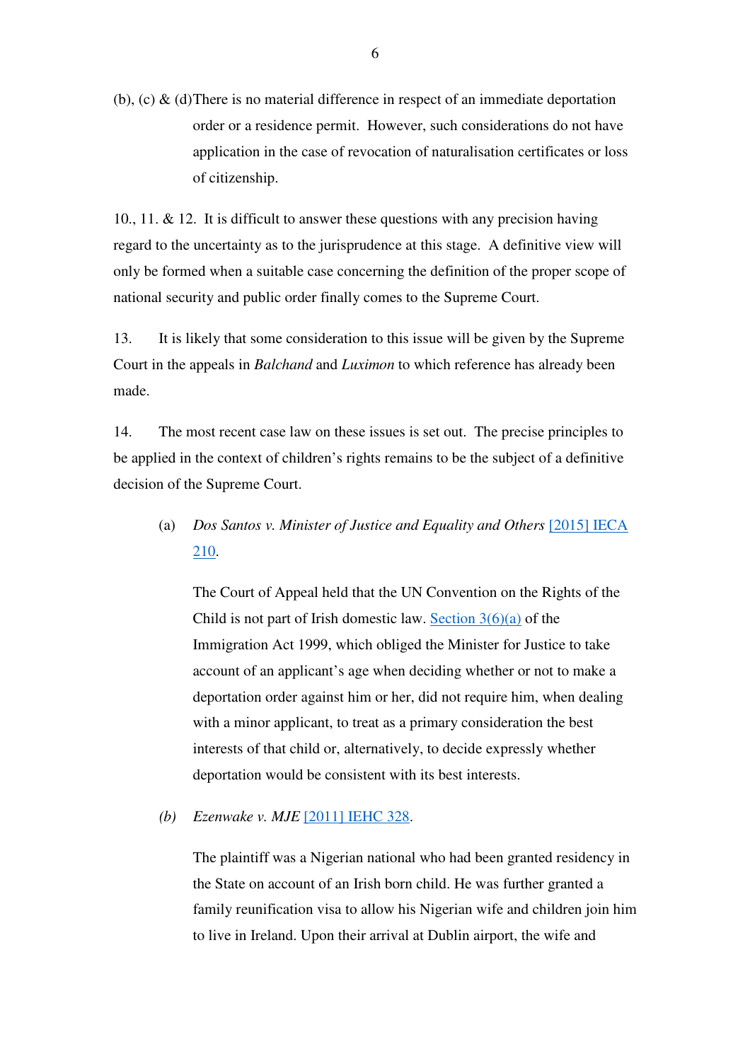(b), (c) & (d) There is no material difference in respect of an immediate deportation order or a residence permit. However, such considerations do not have application in the case of revocation of naturalisation certificates or loss of citizenship.

10., 11. & 12. It is difficult to answer these questions with any precision having regard to the uncertainty as to the jurisprudence at this stage. A definitive view will only be formed when a suitable case concerning the definition of the proper scope of national security and public order finally comes to the Supreme Court.

13. It is likely that some consideration to this issue will be given by the Supreme Court in the appeals in *Balchand* and *Luximon* to which reference has already been made.

14. The most recent case law on these issues is set out. The precise principles to be applied in the context of children's rights remains to be the subject of a definitive decision of the Supreme Court.

(a) *Dos Santos v. Minister of Justice and Equality and Others* [2015] IECA 210.

The Court of Appeal held that the UN Convention on the Rights of the Child is not part of Irish domestic law. Section 3(6)(a) of the Immigration Act 1999, which obliged the Minister for Justice to take account of an applicant's age when deciding whether or not to make a deportation order against him or her, did not require him, when dealing with a minor applicant, to treat as a primary consideration the best interests of that child or, alternatively, to decide expressly whether deportation would be consistent with its best interests.

*(b)* *Ezenwake v. MJE* [2011] IEHC 328.

The plaintiff was a Nigerian national who had been granted residency in the State on account of an Irish born child. He was further granted a family reunification visa to allow his Nigerian wife and children join him to live in Ireland. Upon their arrival at Dublin airport, the wife and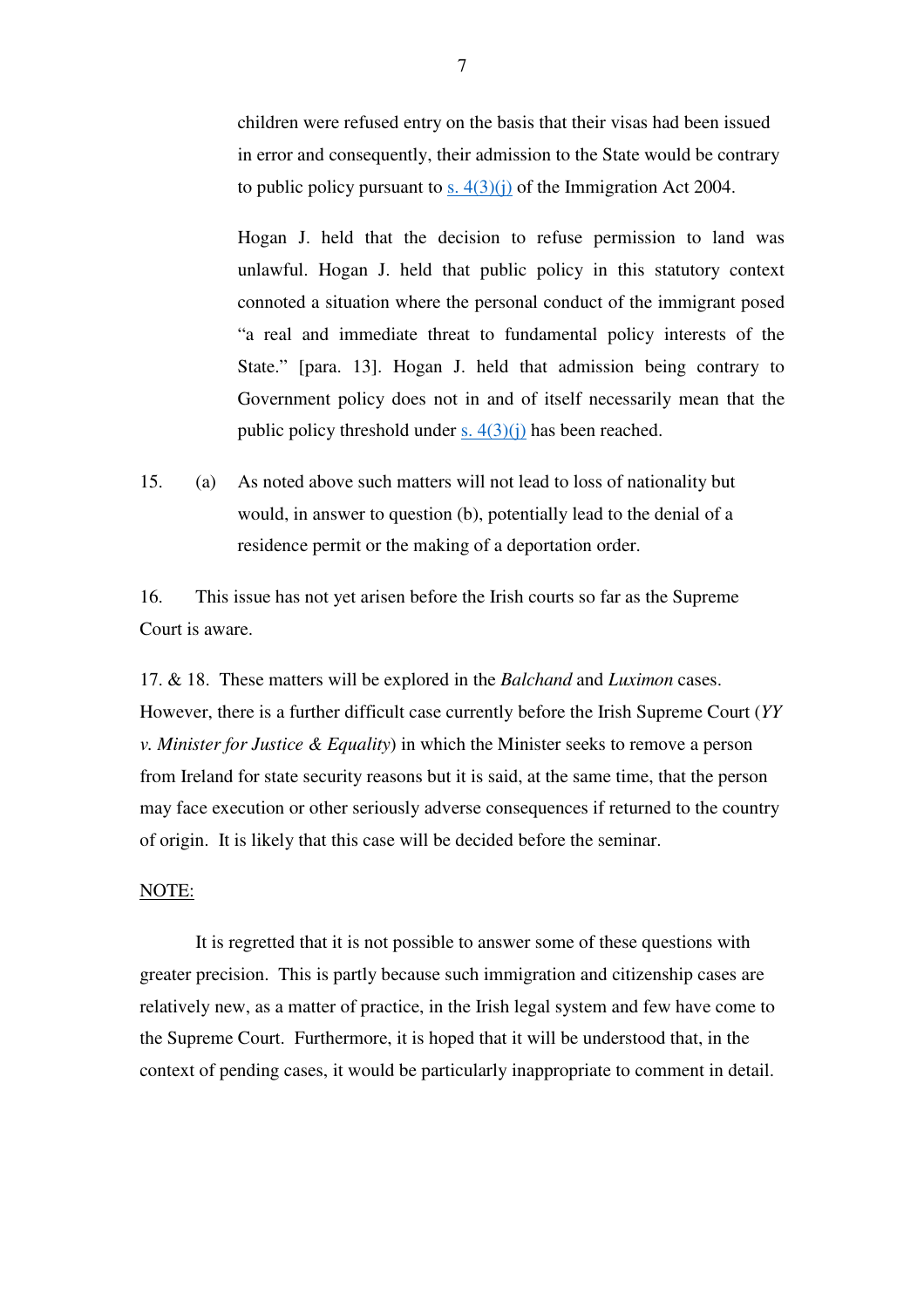children were refused entry on the basis that their visas had been issued in error and consequently, their admission to the State would be contrary to public policy pursuant to s. 4(3)(j) of the Immigration Act 2004.

Hogan J. held that the decision to refuse permission to land was unlawful. Hogan J. held that public policy in this statutory context connoted a situation where the personal conduct of the immigrant posed "a real and immediate threat to fundamental policy interests of the State." [para. 13]. Hogan J. held that admission being contrary to Government policy does not in and of itself necessarily mean that the public policy threshold under s. 4(3)(j) has been reached.

15. (a) As noted above such matters will not lead to loss of nationality but would, in answer to question (b), potentially lead to the denial of a residence permit or the making of a deportation order.

16. This issue has not yet arisen before the Irish courts so far as the Supreme Court is aware.

17. & 18. These matters will be explored in the *Balchand* and *Luximon* cases. However, there is a further difficult case currently before the Irish Supreme Court (*YY v. Minister for Justice & Equality*) in which the Minister seeks to remove a person from Ireland for state security reasons but it is said, at the same time, that the person may face execution or other seriously adverse consequences if returned to the country of origin. It is likely that this case will be decided before the seminar.

NOTE:

It is regretted that it is not possible to answer some of these questions with greater precision. This is partly because such immigration and citizenship cases are relatively new, as a matter of practice, in the Irish legal system and few have come to the Supreme Court. Furthermore, it is hoped that it will be understood that, in the context of pending cases, it would be particularly inappropriate to comment in detail.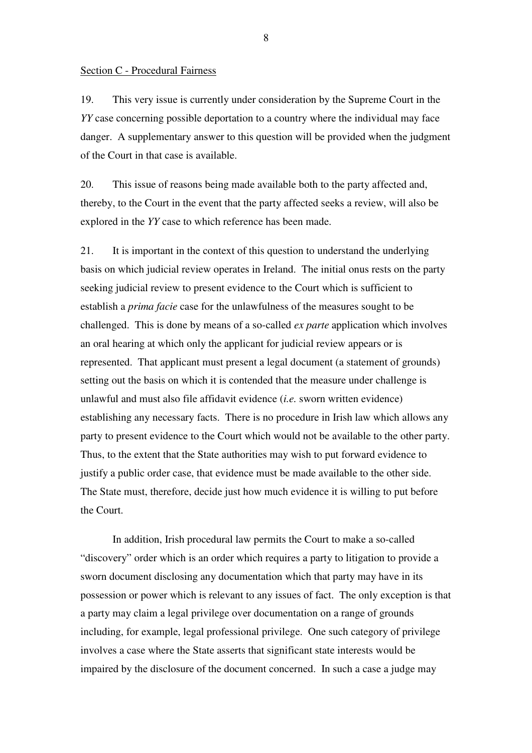Section C - Procedural Fairness

19. This very issue is currently under consideration by the Supreme Court in the *YY* case concerning possible deportation to a country where the individual may face danger. A supplementary answer to this question will be provided when the judgment of the Court in that case is available.

20. This issue of reasons being made available both to the party affected and, thereby, to the Court in the event that the party affected seeks a review, will also be explored in the *YY* case to which reference has been made.

21. It is important in the context of this question to understand the underlying basis on which judicial review operates in Ireland. The initial onus rests on the party seeking judicial review to present evidence to the Court which is sufficient to establish a *prima facie* case for the unlawfulness of the measures sought to be challenged. This is done by means of a so-called *ex parte* application which involves an oral hearing at which only the applicant for judicial review appears or is represented. That applicant must present a legal document (a statement of grounds) setting out the basis on which it is contended that the measure under challenge is unlawful and must also file affidavit evidence (*i.e.* sworn written evidence) establishing any necessary facts. There is no procedure in Irish law which allows any party to present evidence to the Court which would not be available to the other party. Thus, to the extent that the State authorities may wish to put forward evidence to justify a public order case, that evidence must be made available to the other side. The State must, therefore, decide just how much evidence it is willing to put before the Court.

In addition, Irish procedural law permits the Court to make a so-called "discovery" order which is an order which requires a party to litigation to provide a sworn document disclosing any documentation which that party may have in its possession or power which is relevant to any issues of fact. The only exception is that a party may claim a legal privilege over documentation on a range of grounds including, for example, legal professional privilege. One such category of privilege involves a case where the State asserts that significant state interests would be impaired by the disclosure of the document concerned. In such a case a judge may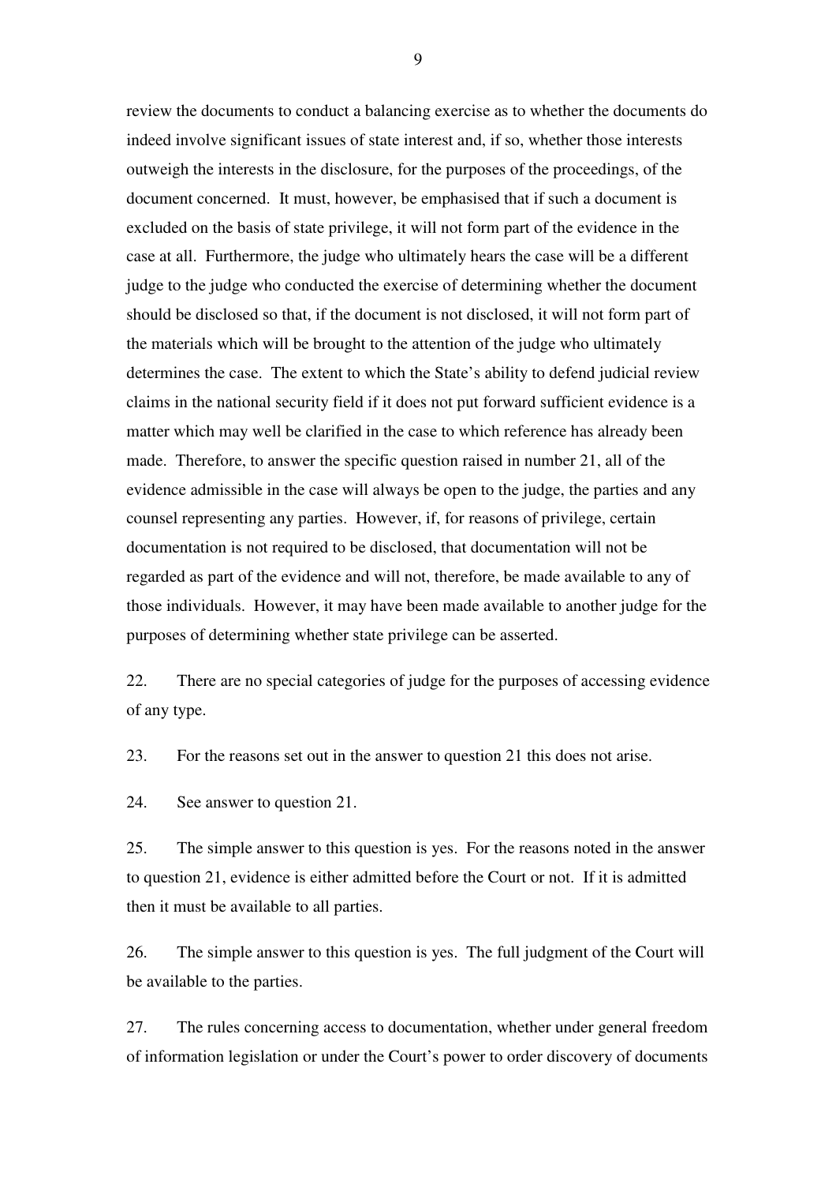review the documents to conduct a balancing exercise as to whether the documents do indeed involve significant issues of state interest and, if so, whether those interests outweigh the interests in the disclosure, for the purposes of the proceedings, of the document concerned. It must, however, be emphasised that if such a document is excluded on the basis of state privilege, it will not form part of the evidence in the case at all. Furthermore, the judge who ultimately hears the case will be a different judge to the judge who conducted the exercise of determining whether the document should be disclosed so that, if the document is not disclosed, it will not form part of the materials which will be brought to the attention of the judge who ultimately determines the case. The extent to which the State's ability to defend judicial review claims in the national security field if it does not put forward sufficient evidence is a matter which may well be clarified in the case to which reference has already been made. Therefore, to answer the specific question raised in number 21, all of the evidence admissible in the case will always be open to the judge, the parties and any counsel representing any parties. However, if, for reasons of privilege, certain documentation is not required to be disclosed, that documentation will not be regarded as part of the evidence and will not, therefore, be made available to any of those individuals. However, it may have been made available to another judge for the purposes of determining whether state privilege can be asserted.

22. There are no special categories of judge for the purposes of accessing evidence of any type.

23. For the reasons set out in the answer to question 21 this does not arise.

24. See answer to question 21.

25. The simple answer to this question is yes. For the reasons noted in the answer to question 21, evidence is either admitted before the Court or not. If it is admitted then it must be available to all parties.

26. The simple answer to this question is yes. The full judgment of the Court will be available to the parties.

27. The rules concerning access to documentation, whether under general freedom of information legislation or under the Court's power to order discovery of documents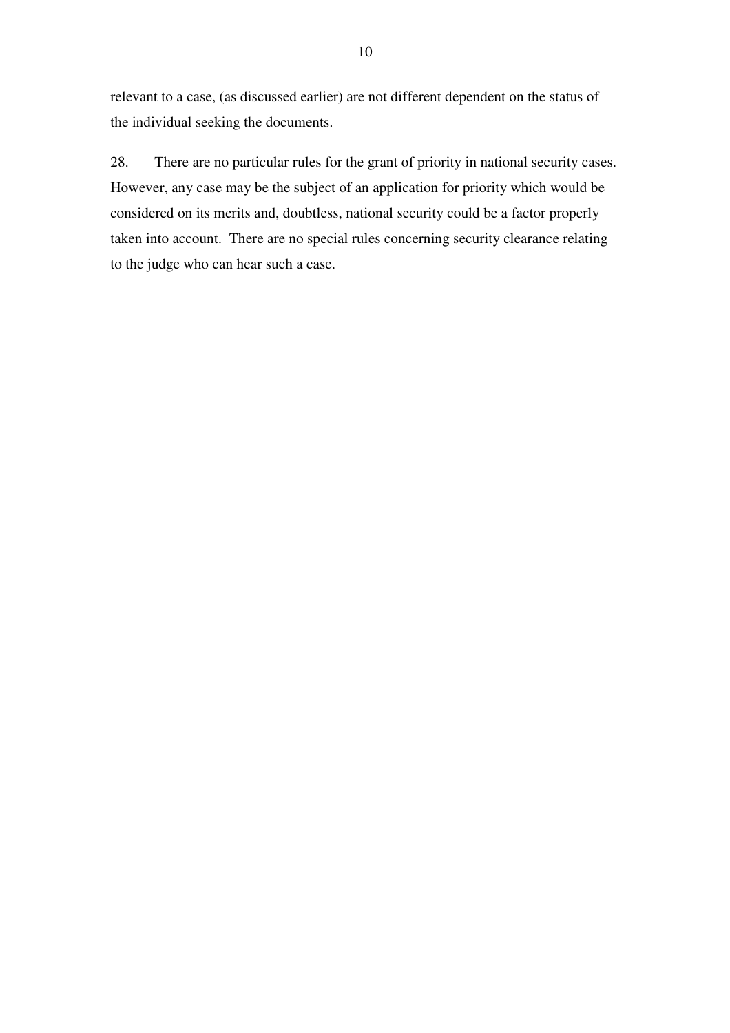relevant to a case, (as discussed earlier) are not different dependent on the status of the individual seeking the documents.

28. There are no particular rules for the grant of priority in national security cases. However, any case may be the subject of an application for priority which would be considered on its merits and, doubtless, national security could be a factor properly taken into account. There are no special rules concerning security clearance relating to the judge who can hear such a case.